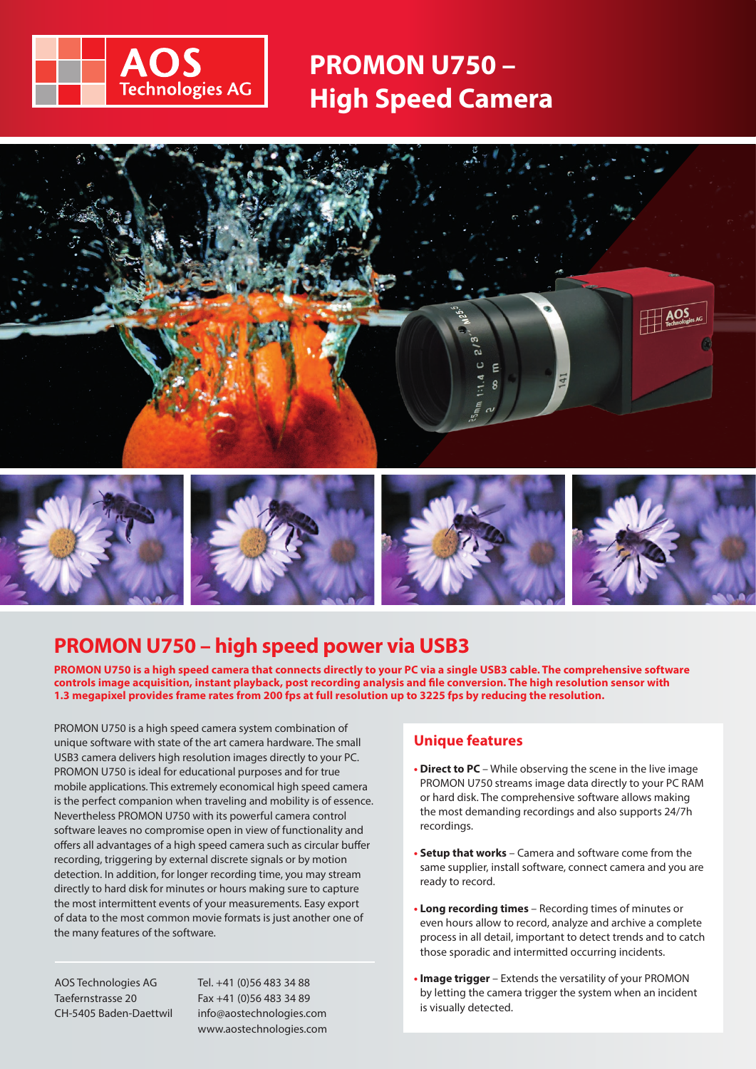AOS Technologies AG

# PROMON U750 – High Speed Camera

## PROMON U750 – high speed power via USB3

**PROMON U750 is a high speed camera that connects directly to your PC via a single USB3 cable. The comprehensive software controls image acquisition, instant playback, post recording analysis and file conversion. The high resolution sensor with 1.3 megapixel provides frame rates from 200 fps at full resolution up to 3225 fps by reducing the resolution.**

PROMON U750 is a high speed camera system combination of unique software with state of the art camera hardware. The small USB3 camera delivers high resolution images directly to your PC. PROMON U750 is ideal for educational purposes and for true mobile applications. This extremely economical high speed camera is the perfect companion when traveling and mobility is of essence. Nevertheless PROMON U750 with its powerful camera control software leaves no compromise open in view of functionality and offers all advantages of a high speed camera such as circular buffer recording, triggering by external discrete signals or by motion detection. In addition, for longer recording time, you may stream directly to hard disk for minutes or hours making sure to capture the most intermittent events of your measurements. Easy export of data to the most common movie formats is just another one of the many features of the software.

### Unique features

- **Direct to PC** – While observing the scene in the live image PROMON U750 streams image data directly to your PC RAM or hard disk. The comprehensive software allows making the most demanding recordings and also supports 24/7h recordings.
- **Setup that works** – Camera and software come from the same supplier, install software, connect camera and you are ready to record.
- **Long recording times** – Recording times of minutes or even hours allow to record, analyze and archive a complete process in all detail, important to detect trends and to catch those sporadic and intermitted occurring incidents.
- **Image trigger** – Extends the versatility of your PROMON by letting the camera trigger the system when an incident is visually detected.

AOS Technologies AG
Taefernstrasse 20
CH-5405 Baden-Daettwil

Tel. +41 (0)56 483 34 88
Fax +41 (0)56 483 34 89
info@aostechnologies.com
www.aostechnologies.com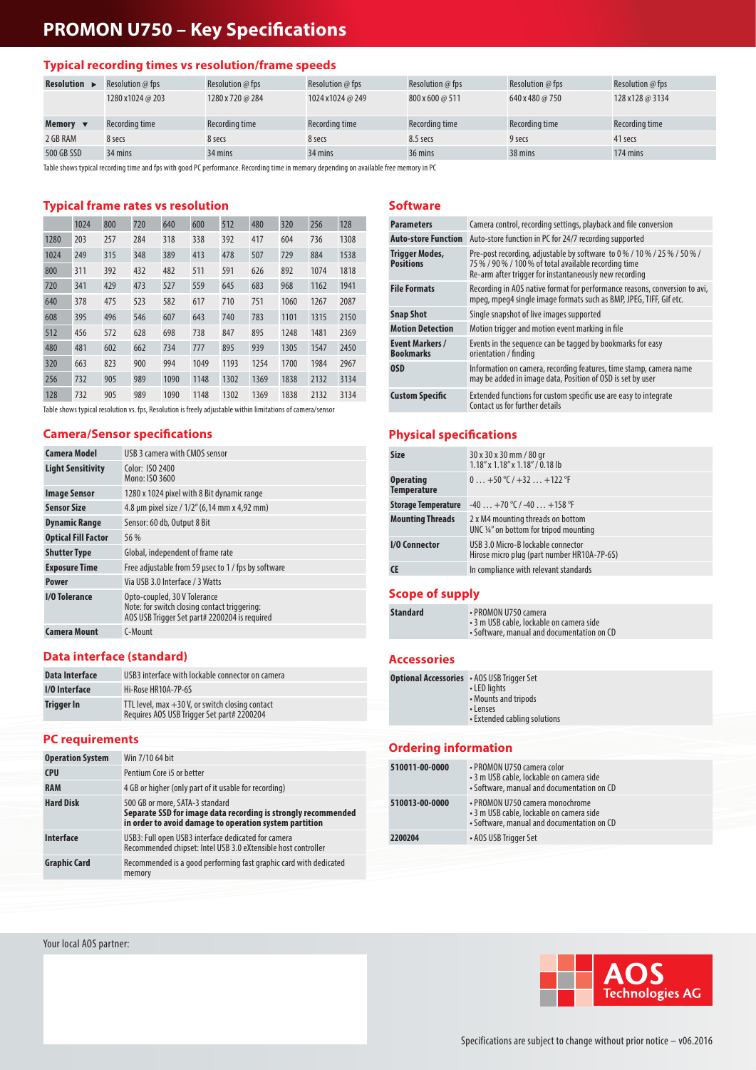# PROMON U750 – Key Specifications

## Typical recording times vs resolution/frame speeds

| Resolution ► | Resolution @ fps | Resolution @ fps | Resolution @ fps | Resolution @ fps | Resolution @ fps | Resolution @ fps |
|---|---|---|---|---|---|---|
| | 1280 x1024 @ 203 | 1280 x 720 @ 284 | 1024 x1024 @ 249 | 800 x 600 @ 511 | 640 x 480 @ 750 | 128 x128 @ 3134 |
| **Memory ▼** | Recording time | Recording time | Recording time | Recording time | Recording time | Recording time |
| 2 GB RAM | 8 secs | 8 secs | 8 secs | 8.5 secs | 9 secs | 41 secs |
| 500 GB SSD | 34 mins | 34 mins | 34 mins | 36 mins | 38 mins | 174 mins |

Table shows typical recording time and fps with good PC performance. Recording time in memory depending on available free memory in PC

## Typical frame rates vs resolution

| | 1024 | 800 | 720 | 640 | 600 | 512 | 480 | 320 | 256 | 128 |
|---|---|---|---|---|---|---|---|---|---|---|
| 1280 | 203 | 257 | 284 | 318 | 338 | 392 | 417 | 604 | 736 | 1308 |
| 1024 | 249 | 315 | 348 | 389 | 413 | 478 | 507 | 729 | 884 | 1538 |
| 800 | 311 | 392 | 432 | 482 | 511 | 591 | 626 | 892 | 1074 | 1818 |
| 720 | 341 | 429 | 473 | 527 | 559 | 645 | 683 | 968 | 1162 | 1941 |
| 640 | 378 | 475 | 523 | 582 | 617 | 710 | 751 | 1060 | 1267 | 2087 |
| 608 | 395 | 496 | 546 | 607 | 643 | 740 | 783 | 1101 | 1315 | 2150 |
| 512 | 456 | 572 | 628 | 698 | 738 | 847 | 895 | 1248 | 1481 | 2369 |
| 480 | 481 | 602 | 662 | 734 | 777 | 895 | 939 | 1305 | 1547 | 2450 |
| 320 | 663 | 823 | 900 | 994 | 1049 | 1193 | 1254 | 1700 | 1984 | 2967 |
| 256 | 732 | 905 | 989 | 1090 | 1148 | 1302 | 1369 | 1838 | 2132 | 3134 |
| 128 | 732 | 905 | 989 | 1090 | 1148 | 1302 | 1369 | 1838 | 2132 | 3134 |

Table shows typical resolution vs. fps, Resolution is freely adjustable within limitations of camera/sensor

## Camera/Sensor specifications

| | |
|---|---|
| **Camera Model** | USB 3 camera with CMOS sensor |
| **Light Sensitivity** | Color: ISO 2400<br>Mono: ISO 3600 |
| **Image Sensor** | 1280 x 1024 pixel with 8 Bit dynamic range |
| **Sensor Size** | 4.8 µm pixel size / 1/2" (6,14 mm x 4,92 mm) |
| **Dynamic Range** | Sensor: 60 db, Output 8 Bit |
| **Optical Fill Factor** | 56 % |
| **Shutter Type** | Global, independent of frame rate |
| **Exposure Time** | Free adjustable from 59 µsec to 1 / fps by software |
| **Power** | Via USB 3.0 Interface / 3 Watts |
| **I/O Tolerance** | Opto-coupled, 30 V Tolerance<br>Note: for switch closing contact triggering:<br>AOS USB Trigger Set part# 2200204 is required |
| **Camera Mount** | C-Mount |

## Data interface (standard)

| | |
|---|---|
| **Data Interface** | USB3 interface with lockable connector on camera |
| **I/O Interface** | Hi-Rose HR10A-7P-6S |
| **Trigger In** | TTL level, max +30 V, or switch closing contact<br>Requires AOS USB Trigger Set part# 2200204 |

## PC requirements

| | |
|---|---|
| **Operation System** | Win 7/10 64 bit |
| **CPU** | Pentium Core i5 or better |
| **RAM** | 4 GB or higher (only part of it usable for recording) |
| **Hard Disk** | 500 GB or more, SATA-3 standard<br>**Separate SSD for image data recording is strongly recommended in order to avoid damage to operation system partition** |
| **Interface** | USB3: Full open USB3 interface dedicated for camera<br>Recommended chipset: Intel USB 3.0 eXtensible host controller |
| **Graphic Card** | Recommended is a good performing fast graphic card with dedicated memory |

## Software

| | |
|---|---|
| **Parameters** | Camera control, recording settings, playback and file conversion |
| **Auto-store Function** | Auto-store function in PC for 24/7 recording supported |
| **Trigger Modes, Positions** | Pre-post recording, adjustable by software to 0 % / 10 % / 25 % / 50 % / 75 % / 90 % / 100 % of total available recording time<br>Re-arm after trigger for instantaneously new recording |
| **File Formats** | Recording in AOS native format for performance reasons, conversion to avi, mpeg, mpeg4 single image formats such as BMP, JPEG, TIFF, Gif etc. |
| **Snap Shot** | Single snapshot of live images supported |
| **Motion Detection** | Motion trigger and motion event marking in file |
| **Event Markers / Bookmarks** | Events in the sequence can be tagged by bookmarks for easy orientation / finding |
| **OSD** | Information on camera, recording features, time stamp, camera name may be added in image data, Position of OSD is set by user |
| **Custom Specific** | Extended functions for custom specific use are easy to integrate<br>Contact us for further details |

## Physical specifications

| | |
|---|---|
| **Size** | 30 x 30 x 30 mm / 80 gr<br>1.18" x 1.18" x 1.18" / 0.18 lb |
| **Operating Temperature** | 0 … +50 °C / +32 … +122 °F |
| **Storage Temperature** | -40 … +70 °C / -40 … +158 °F |
| **Mounting Threads** | 2 x M4 mounting threads on bottom<br>UNC ¼" on bottom for tripod mounting |
| **I/O Connector** | USB 3.0 Micro-B lockable connector<br>Hirose micro plug (part number HR10A-7P-6S) |
| **CE** | In compliance with relevant standards |

## Scope of supply

| | |
|---|---|
| **Standard** | • PROMON U750 camera<br>• 3 m USB cable, lockable on camera side<br>• Software, manual and documentation on CD |

## Accessories

| | |
|---|---|
| **Optional Accessories** | • AOS USB Trigger Set<br>• LED lights<br>• Mounts and tripods<br>• Lenses<br>• Extended cabling solutions |

## Ordering information

| | |
|---|---|
| **510011-00-0000** | • PROMON U750 camera color<br>• 3 m USB cable, lockable on camera side<br>• Software, manual and documentation on CD |
| **510013-00-0000** | • PROMON U750 camera monochrome<br>• 3 m USB cable, lockable on camera side<br>• Software, manual and documentation on CD |
| **2200204** | • AOS USB Trigger Set |

Your local AOS partner:

AOS Technologies AG

Specifications are subject to change without prior notice – v06.2016